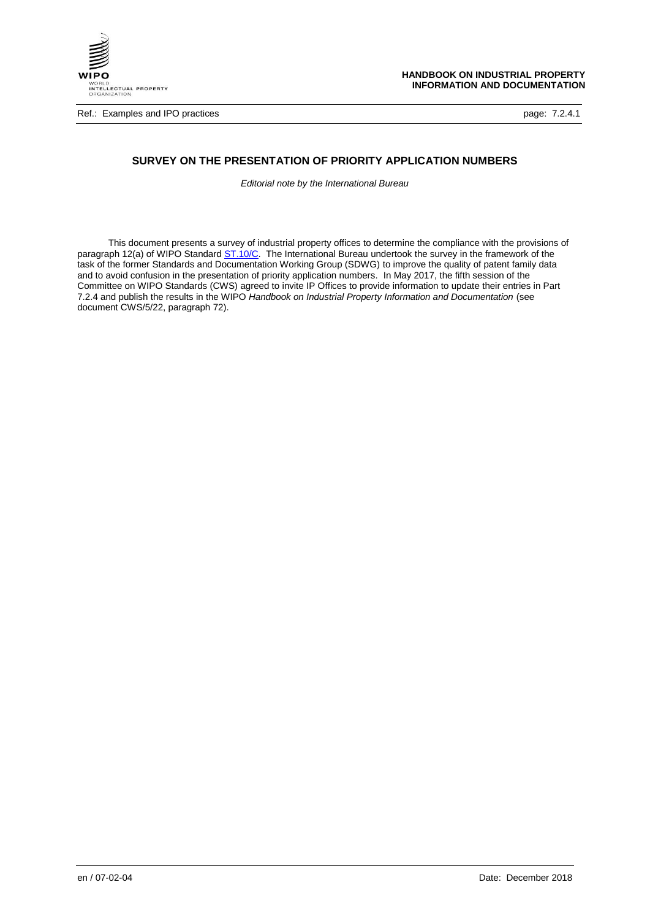## SURVEY ON THE PRESENTATION OF PRIORITY APPLICATION NUMBERS

*Editorial note by the International Bureau*

This document presents a survey of industrial property offices to determine the compliance with the provisions of paragraph 12(a) of WIPO Standard ST.10/C. The International Bureau undertook the survey in the framework of the task of the former Standards and Documentation Working Group (SDWG) to improve the quality of patent family data and to avoid confusion in the presentation of priority application numbers. In May 2017, the fifth session of the Committee on WIPO Standards (CWS) agreed to invite IP Offices to provide information to update their entries in Part 7.2.4 and publish the results in the WIPO *Handbook on Industrial Property Information and Documentation* (see document CWS/5/22, paragraph 72).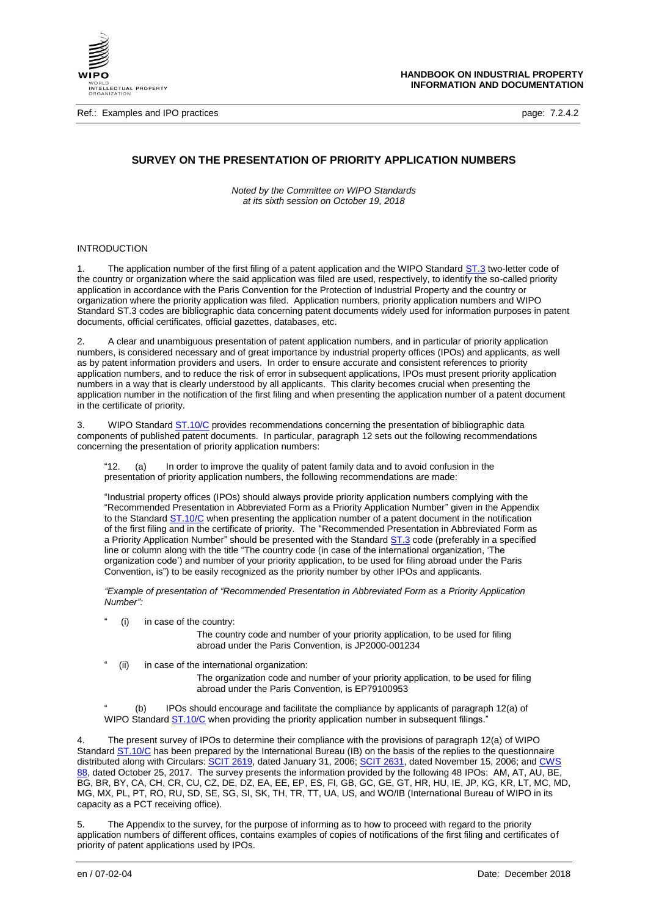## SURVEY ON THE PRESENTATION OF PRIORITY APPLICATION NUMBERS

*Noted by the Committee on WIPO Standards at its sixth session on October 19, 2018*

INTRODUCTION

1. The application number of the first filing of a patent application and the WIPO Standard ST.3 two-letter code of the country or organization where the said application was filed are used, respectively, to identify the so-called priority application in accordance with the Paris Convention for the Protection of Industrial Property and the country or organization where the priority application was filed. Application numbers, priority application numbers and WIPO Standard ST.3 codes are bibliographic data concerning patent documents widely used for information purposes in patent documents, official certificates, official gazettes, databases, etc.

2. A clear and unambiguous presentation of patent application numbers, and in particular of priority application numbers, is considered necessary and of great importance by industrial property offices (IPOs) and applicants, as well as by patent information providers and users. In order to ensure accurate and consistent references to priority application numbers, and to reduce the risk of error in subsequent applications, IPOs must present priority application numbers in a way that is clearly understood by all applicants. This clarity becomes crucial when presenting the application number in the notification of the first filing and when presenting the application number of a patent document in the certificate of priority.

3. WIPO Standard ST.10/C provides recommendations concerning the presentation of bibliographic data components of published patent documents. In particular, paragraph 12 sets out the following recommendations concerning the presentation of priority application numbers:

> "12. (a) In order to improve the quality of patent family data and to avoid confusion in the presentation of priority application numbers, the following recommendations are made:
>
> "Industrial property offices (IPOs) should always provide priority application numbers complying with the "Recommended Presentation in Abbreviated Form as a Priority Application Number" given in the Appendix to the Standard ST.10/C when presenting the application number of a patent document in the notification of the first filing and in the certificate of priority. The "Recommended Presentation in Abbreviated Form as a Priority Application Number" should be presented with the Standard ST.3 code (preferably in a specified line or column along with the title "The country code (in case of the international organization, 'The organization code') and number of your priority application, to be used for filing abroad under the Paris Convention, is") to be easily recognized as the priority number by other IPOs and applicants.
>
> *"Example of presentation of "Recommended Presentation in Abbreviated Form as a Priority Application Number":*
>
> " (i) in case of the country:
>
> The country code and number of your priority application, to be used for filing abroad under the Paris Convention, is JP2000-001234
>
> " (ii) in case of the international organization:
>
> The organization code and number of your priority application, to be used for filing abroad under the Paris Convention, is EP79100953
>
> " (b) IPOs should encourage and facilitate the compliance by applicants of paragraph 12(a) of WIPO Standard ST.10/C when providing the priority application number in subsequent filings."

4. The present survey of IPOs to determine their compliance with the provisions of paragraph 12(a) of WIPO Standard ST.10/C has been prepared by the International Bureau (IB) on the basis of the replies to the questionnaire distributed along with Circulars: SCIT 2619, dated January 31, 2006; SCIT 2631, dated November 15, 2006; and CWS 88, dated October 25, 2017. The survey presents the information provided by the following 48 IPOs: AM, AT, AU, BE, BG, BR, BY, CA, CH, CR, CU, CZ, DE, DZ, EA, EE, EP, ES, FI, GB, GC, GE, GT, HR, HU, IE, JP, KG, KR, LT, MC, MD, MG, MX, PL, PT, RO, RU, SD, SE, SG, SI, SK, TH, TR, TT, UA, US, and WO/IB (International Bureau of WIPO in its capacity as a PCT receiving office).

5. The Appendix to the survey, for the purpose of informing as to how to proceed with regard to the priority application numbers of different offices, contains examples of copies of notifications of the first filing and certificates of priority of patent applications used by IPOs.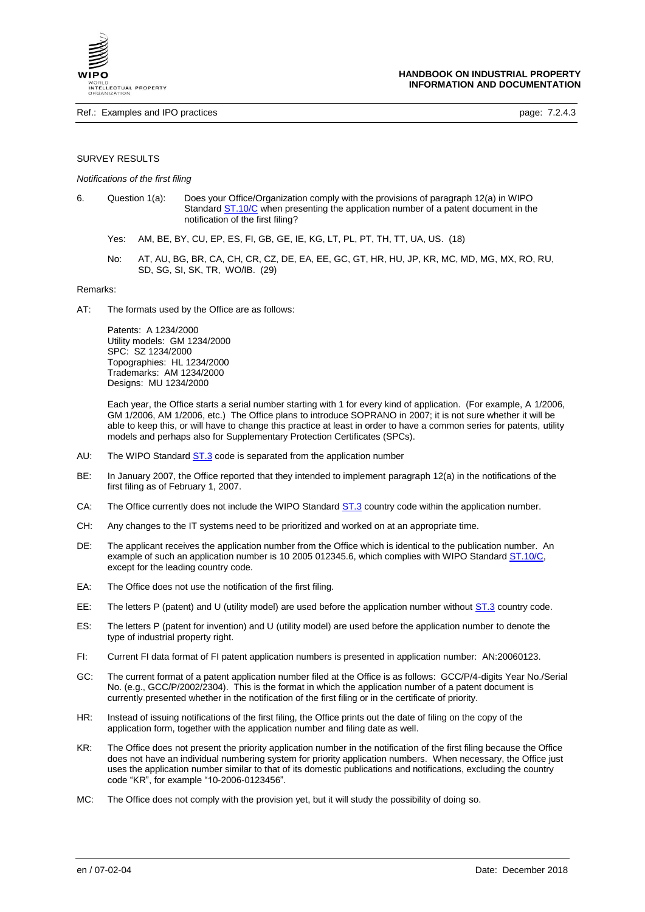SURVEY RESULTS

*Notifications of the first filing*

6. Question 1(a): Does your Office/Organization comply with the provisions of paragraph 12(a) in WIPO Standard ST.10/C when presenting the application number of a patent document in the notification of the first filing?

   Yes: AM, BE, BY, CU, EP, ES, FI, GB, GE, IE, KG, LT, PL, PT, TH, TT, UA, US. (18)

   No: AT, AU, BG, BR, CA, CH, CR, CZ, DE, EA, EE, GC, GT, HR, HU, JP, KR, MC, MD, MG, MX, RO, RU, SD, SG, SI, SK, TR, WO/IB. (29)

Remarks:

AT: The formats used by the Office are as follows:

Patents: A 1234/2000
Utility models: GM 1234/2000
SPC: SZ 1234/2000
Topographies: HL 1234/2000
Trademarks: AM 1234/2000
Designs: MU 1234/2000

Each year, the Office starts a serial number starting with 1 for every kind of application. (For example, A 1/2006, GM 1/2006, AM 1/2006, etc.) The Office plans to introduce SOPRANO in 2007; it is not sure whether it will be able to keep this, or will have to change this practice at least in order to have a common series for patents, utility models and perhaps also for Supplementary Protection Certificates (SPCs).

AU: The WIPO Standard ST.3 code is separated from the application number

BE: In January 2007, the Office reported that they intended to implement paragraph 12(a) in the notifications of the first filing as of February 1, 2007.

CA: The Office currently does not include the WIPO Standard ST.3 country code within the application number.

CH: Any changes to the IT systems need to be prioritized and worked on at an appropriate time.

DE: The applicant receives the application number from the Office which is identical to the publication number. An example of such an application number is 10 2005 012345.6, which complies with WIPO Standard ST.10/C, except for the leading country code.

EA: The Office does not use the notification of the first filing.

EE: The letters P (patent) and U (utility model) are used before the application number without ST.3 country code.

ES: The letters P (patent for invention) and U (utility model) are used before the application number to denote the type of industrial property right.

FI: Current FI data format of FI patent application numbers is presented in application number: AN:20060123.

GC: The current format of a patent application number filed at the Office is as follows: GCC/P/4-digits Year No./Serial No. (e.g., GCC/P/2002/2304). This is the format in which the application number of a patent document is currently presented whether in the notification of the first filing or in the certificate of priority.

HR: Instead of issuing notifications of the first filing, the Office prints out the date of filing on the copy of the application form, together with the application number and filing date as well.

KR: The Office does not present the priority application number in the notification of the first filing because the Office does not have an individual numbering system for priority application numbers. When necessary, the Office just uses the application number similar to that of its domestic publications and notifications, excluding the country code "KR", for example "10-2006-0123456".

MC: The Office does not comply with the provision yet, but it will study the possibility of doing so.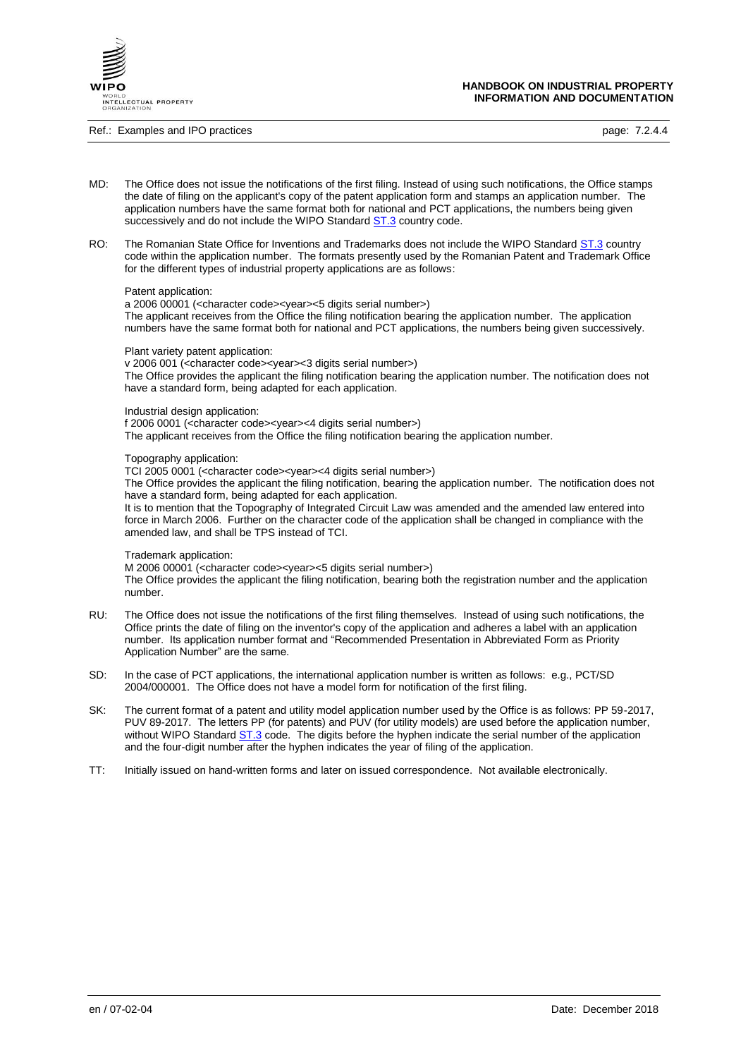MD: The Office does not issue the notifications of the first filing. Instead of using such notifications, the Office stamps the date of filing on the applicant's copy of the patent application form and stamps an application number. The application numbers have the same format both for national and PCT applications, the numbers being given successively and do not include the WIPO Standard ST.3 country code.

RO: The Romanian State Office for Inventions and Trademarks does not include the WIPO Standard ST.3 country code within the application number. The formats presently used by the Romanian Patent and Trademark Office for the different types of industrial property applications are as follows:

Patent application:
a 2006 00001 (<character code><year><5 digits serial number>)
The applicant receives from the Office the filing notification bearing the application number. The application numbers have the same format both for national and PCT applications, the numbers being given successively.

Plant variety patent application:
v 2006 001 (<character code><year><3 digits serial number>)
The Office provides the applicant the filing notification bearing the application number. The notification does not have a standard form, being adapted for each application.

Industrial design application:
f 2006 0001 (<character code><year><4 digits serial number>)
The applicant receives from the Office the filing notification bearing the application number.

Topography application:
TCI 2005 0001 (<character code><year><4 digits serial number>)
The Office provides the applicant the filing notification, bearing the application number. The notification does not have a standard form, being adapted for each application.
It is to mention that the Topography of Integrated Circuit Law was amended and the amended law entered into force in March 2006. Further on the character code of the application shall be changed in compliance with the amended law, and shall be TPS instead of TCI.

Trademark application:
M 2006 00001 (<character code><year><5 digits serial number>)
The Office provides the applicant the filing notification, bearing both the registration number and the application number.

RU: The Office does not issue the notifications of the first filing themselves. Instead of using such notifications, the Office prints the date of filing on the inventor's copy of the application and adheres a label with an application number. Its application number format and "Recommended Presentation in Abbreviated Form as Priority Application Number" are the same.

SD: In the case of PCT applications, the international application number is written as follows: e.g., PCT/SD 2004/000001. The Office does not have a model form for notification of the first filing.

SK: The current format of a patent and utility model application number used by the Office is as follows: PP 59-2017, PUV 89-2017. The letters PP (for patents) and PUV (for utility models) are used before the application number, without WIPO Standard ST.3 code. The digits before the hyphen indicate the serial number of the application and the four-digit number after the hyphen indicates the year of filing of the application.

TT: Initially issued on hand-written forms and later on issued correspondence. Not available electronically.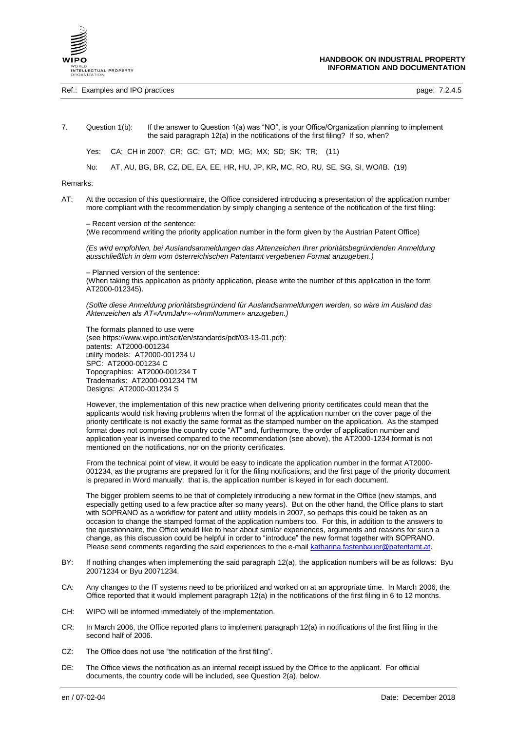7. Question 1(b): If the answer to Question 1(a) was "NO", is your Office/Organization planning to implement the said paragraph 12(a) in the notifications of the first filing? If so, when?

Yes: CA; CH in 2007; CR; GC; GT; MD; MG; MX; SD; SK; TR; (11)

No: AT, AU, BG, BR, CZ, DE, EA, EE, HR, HU, JP, KR, MC, RO, RU, SE, SG, SI, WO/IB. (19)

Remarks:

AT: At the occasion of this questionnaire, the Office considered introducing a presentation of the application number more compliant with the recommendation by simply changing a sentence of the notification of the first filing:

– Recent version of the sentence:
(We recommend writing the priority application number in the form given by the Austrian Patent Office)

*(Es wird empfohlen, bei Auslandsanmeldungen das Aktenzeichen Ihrer prioritätsbegründenden Anmeldung ausschließlich in dem vom österreichischen Patentamt vergebenen Format anzugeben.)*

– Planned version of the sentence:
(When taking this application as priority application, please write the number of this application in the form AT2000-012345).

*(Sollte diese Anmeldung prioritätsbegründend für Auslandsanmeldungen werden, so wäre im Ausland das Aktenzeichen als AT«AnmJahr»-«AnmNummer» anzugeben.)*

The formats planned to use were
(see https://www.wipo.int/scit/en/standards/pdf/03-13-01.pdf):
patents: AT2000-001234
utility models: AT2000-001234 U
SPC: AT2000-001234 C
Topographies: AT2000-001234 T
Trademarks: AT2000-001234 TM
Designs: AT2000-001234 S

However, the implementation of this new practice when delivering priority certificates could mean that the applicants would risk having problems when the format of the application number on the cover page of the priority certificate is not exactly the same format as the stamped number on the application. As the stamped format does not comprise the country code "AT" and, furthermore, the order of application number and application year is inversed compared to the recommendation (see above), the AT2000-1234 format is not mentioned on the notifications, nor on the priority certificates.

From the technical point of view, it would be easy to indicate the application number in the format AT2000-001234, as the programs are prepared for it for the filing notifications, and the first page of the priority document is prepared in Word manually; that is, the application number is keyed in for each document.

The bigger problem seems to be that of completely introducing a new format in the Office (new stamps, and especially getting used to a few practice after so many years). But on the other hand, the Office plans to start with SOPRANO as a workflow for patent and utility models in 2007, so perhaps this could be taken as an occasion to change the stamped format of the application numbers too. For this, in addition to the answers to the questionnaire, the Office would like to hear about similar experiences, arguments and reasons for such a change, as this discussion could be helpful in order to "introduce" the new format together with SOPRANO. Please send comments regarding the said experiences to the e-mail katharina.fastenbauer@patentamt.at.

BY: If nothing changes when implementing the said paragraph 12(a), the application numbers will be as follows: Byu 20071234 or Byu 20071234.

CA: Any changes to the IT systems need to be prioritized and worked on at an appropriate time. In March 2006, the Office reported that it would implement paragraph 12(a) in the notifications of the first filing in 6 to 12 months.

CH: WIPO will be informed immediately of the implementation.

CR: In March 2006, the Office reported plans to implement paragraph 12(a) in notifications of the first filing in the second half of 2006.

CZ: The Office does not use "the notification of the first filing".

DE: The Office views the notification as an internal receipt issued by the Office to the applicant. For official documents, the country code will be included, see Question 2(a), below.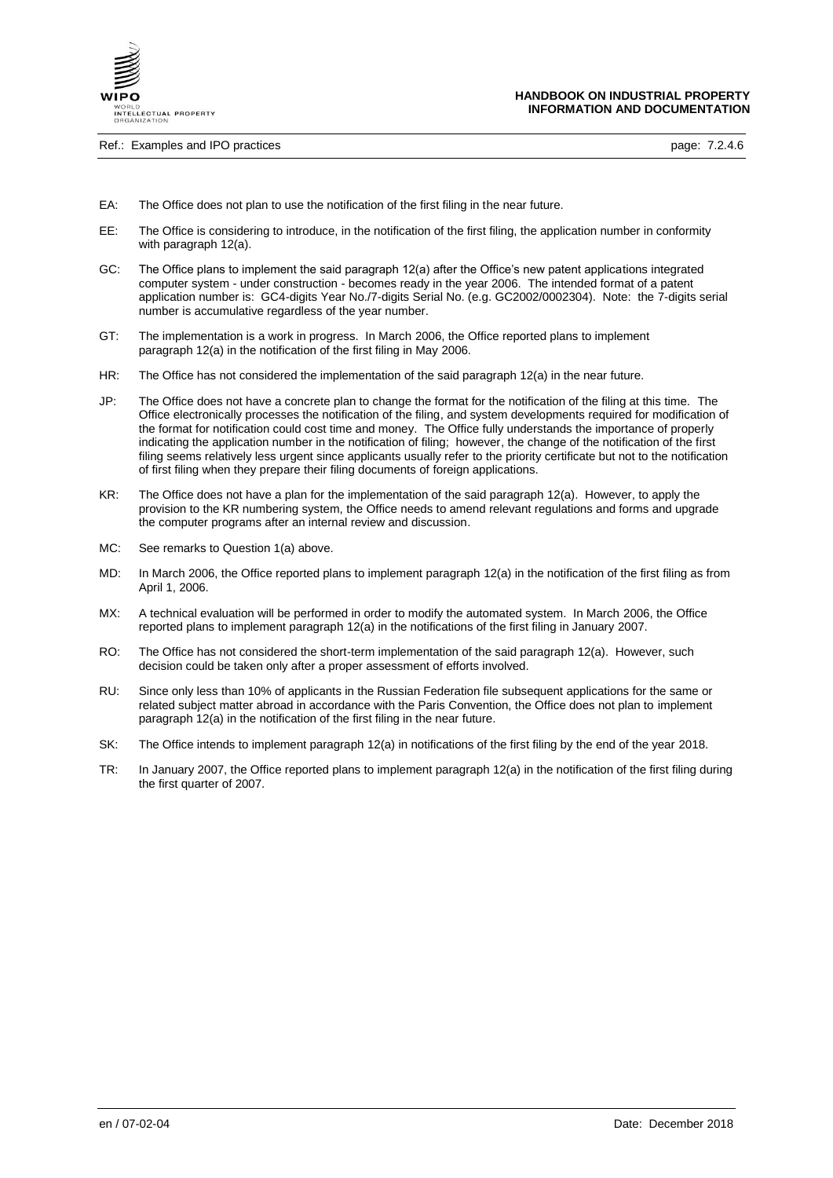EA: The Office does not plan to use the notification of the first filing in the near future.

EE: The Office is considering to introduce, in the notification of the first filing, the application number in conformity with paragraph 12(a).

GC: The Office plans to implement the said paragraph 12(a) after the Office's new patent applications integrated computer system - under construction - becomes ready in the year 2006. The intended format of a patent application number is: GC4-digits Year No./7-digits Serial No. (e.g. GC2002/0002304). Note: the 7-digits serial number is accumulative regardless of the year number.

GT: The implementation is a work in progress. In March 2006, the Office reported plans to implement paragraph 12(a) in the notification of the first filing in May 2006.

HR: The Office has not considered the implementation of the said paragraph 12(a) in the near future.

JP: The Office does not have a concrete plan to change the format for the notification of the filing at this time. The Office electronically processes the notification of the filing, and system developments required for modification of the format for notification could cost time and money. The Office fully understands the importance of properly indicating the application number in the notification of filing; however, the change of the notification of the first filing seems relatively less urgent since applicants usually refer to the priority certificate but not to the notification of first filing when they prepare their filing documents of foreign applications.

KR: The Office does not have a plan for the implementation of the said paragraph 12(a). However, to apply the provision to the KR numbering system, the Office needs to amend relevant regulations and forms and upgrade the computer programs after an internal review and discussion.

MC: See remarks to Question 1(a) above.

MD: In March 2006, the Office reported plans to implement paragraph 12(a) in the notification of the first filing as from April 1, 2006.

MX: A technical evaluation will be performed in order to modify the automated system. In March 2006, the Office reported plans to implement paragraph 12(a) in the notifications of the first filing in January 2007.

RO: The Office has not considered the short-term implementation of the said paragraph 12(a). However, such decision could be taken only after a proper assessment of efforts involved.

RU: Since only less than 10% of applicants in the Russian Federation file subsequent applications for the same or related subject matter abroad in accordance with the Paris Convention, the Office does not plan to implement paragraph 12(a) in the notification of the first filing in the near future.

SK: The Office intends to implement paragraph 12(a) in notifications of the first filing by the end of the year 2018.

TR: In January 2007, the Office reported plans to implement paragraph 12(a) in the notification of the first filing during the first quarter of 2007.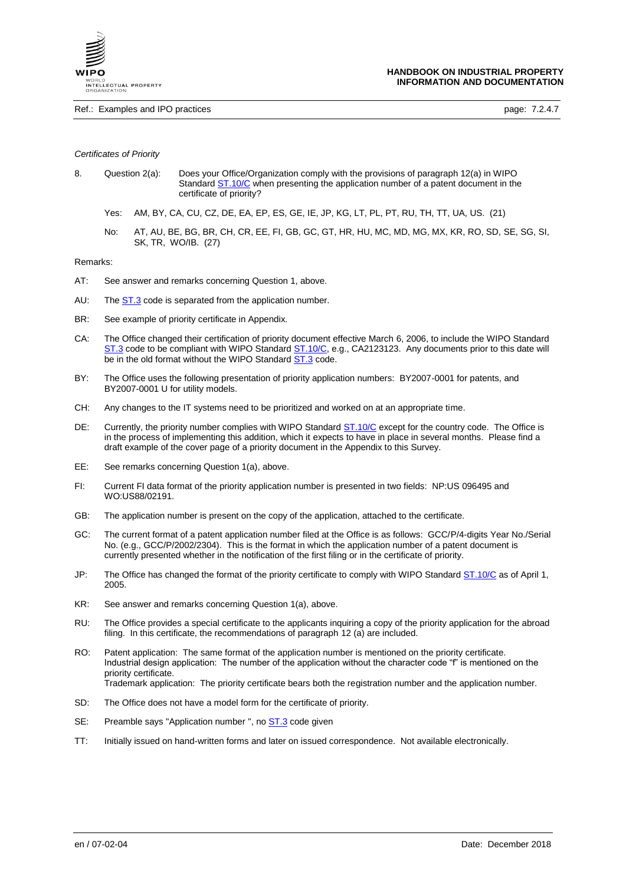*Certificates of Priority*

8. Question 2(a): Does your Office/Organization comply with the provisions of paragraph 12(a) in WIPO Standard ST.10/C when presenting the application number of a patent document in the certificate of priority?

   Yes: AM, BY, CA, CU, CZ, DE, EA, EP, ES, GE, IE, JP, KG, LT, PL, PT, RU, TH, TT, UA, US. (21)

   No: AT, AU, BE, BG, BR, CH, CR, EE, FI, GB, GC, GT, HR, HU, MC, MD, MG, MX, KR, RO, SD, SE, SG, SI, SK, TR, WO/IB. (27)

Remarks:

AT: See answer and remarks concerning Question 1, above.

AU: The ST.3 code is separated from the application number.

BR: See example of priority certificate in Appendix.

CA: The Office changed their certification of priority document effective March 6, 2006, to include the WIPO Standard ST.3 code to be compliant with WIPO Standard ST.10/C, e.g., CA2123123. Any documents prior to this date will be in the old format without the WIPO Standard ST.3 code.

BY: The Office uses the following presentation of priority application numbers: BY2007-0001 for patents, and BY2007-0001 U for utility models.

CH: Any changes to the IT systems need to be prioritized and worked on at an appropriate time.

DE: Currently, the priority number complies with WIPO Standard ST.10/C except for the country code. The Office is in the process of implementing this addition, which it expects to have in place in several months. Please find a draft example of the cover page of a priority document in the Appendix to this Survey.

EE: See remarks concerning Question 1(a), above.

FI: Current FI data format of the priority application number is presented in two fields: NP:US 096495 and WO:US88/02191.

GB: The application number is present on the copy of the application, attached to the certificate.

GC: The current format of a patent application number filed at the Office is as follows: GCC/P/4-digits Year No./Serial No. (e.g., GCC/P/2002/2304). This is the format in which the application number of a patent document is currently presented whether in the notification of the first filing or in the certificate of priority.

JP: The Office has changed the format of the priority certificate to comply with WIPO Standard ST.10/C as of April 1, 2005.

KR: See answer and remarks concerning Question 1(a), above.

RU: The Office provides a special certificate to the applicants inquiring a copy of the priority application for the abroad filing. In this certificate, the recommendations of paragraph 12 (a) are included.

RO: Patent application: The same format of the application number is mentioned on the priority certificate.
Industrial design application: The number of the application without the character code "f" is mentioned on the priority certificate.
Trademark application: The priority certificate bears both the registration number and the application number.

SD: The Office does not have a model form for the certificate of priority.

SE: Preamble says "Application number ", no ST.3 code given

TT: Initially issued on hand-written forms and later on issued correspondence. Not available electronically.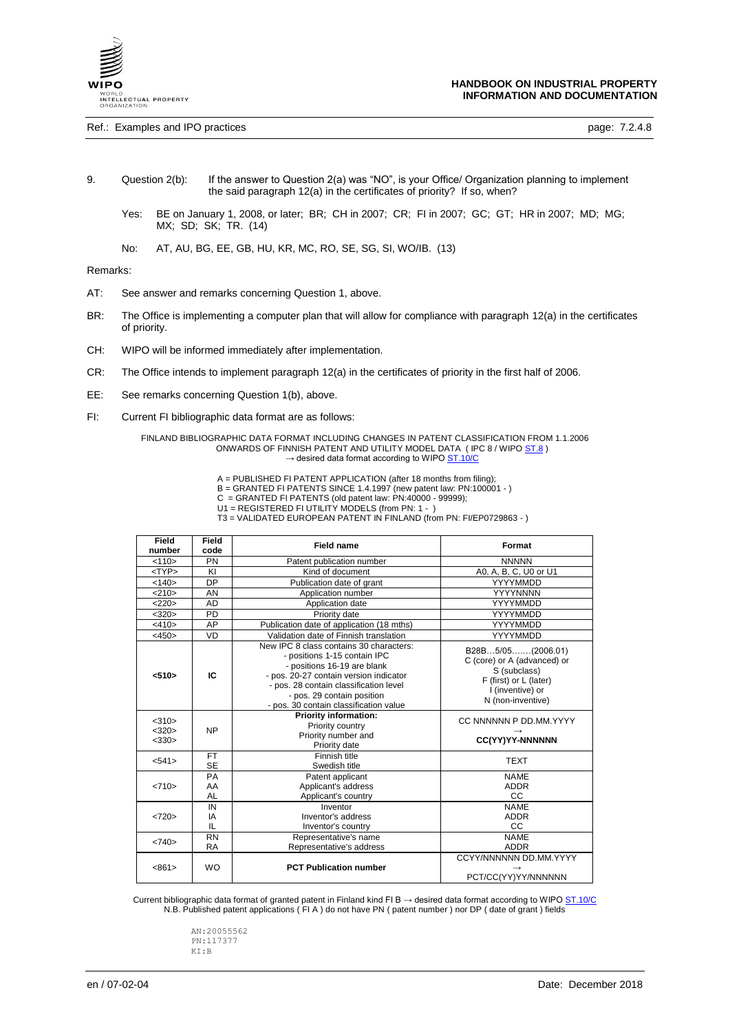9. Question 2(b): If the answer to Question 2(a) was "NO", is your Office/ Organization planning to implement the said paragraph 12(a) in the certificates of priority? If so, when?

   Yes: BE on January 1, 2008, or later; BR; CH in 2007; CR; FI in 2007; GC; GT; HR in 2007; MD; MG; MX; SD; SK; TR. (14)

   No: AT, AU, BG, EE, GB, HU, KR, MC, RO, SE, SG, SI, WO/IB. (13)

Remarks:

AT: See answer and remarks concerning Question 1, above.

BR: The Office is implementing a computer plan that will allow for compliance with paragraph 12(a) in the certificates of priority.

CH: WIPO will be informed immediately after implementation.

CR: The Office intends to implement paragraph 12(a) in the certificates of priority in the first half of 2006.

EE: See remarks concerning Question 1(b), above.

FI: Current FI bibliographic data format are as follows:

FINLAND BIBLIOGRAPHIC DATA FORMAT INCLUDING CHANGES IN PATENT CLASSIFICATION FROM 1.1.2006 ONWARDS OF FINNISH PATENT AND UTILITY MODEL DATA ( IPC 8 / WIPO ST.8 )
→ desired data format according to WIPO ST.10/C

A = PUBLISHED FI PATENT APPLICATION (after 18 months from filing);
B = GRANTED FI PATENTS SINCE 1.4.1997 (new patent law: PN:100001 - )
C = GRANTED FI PATENTS (old patent law: PN:40000 - 99999);
U1 = REGISTERED FI UTILITY MODELS (from PN: 1 - )
T3 = VALIDATED EUROPEAN PATENT IN FINLAND (from PN: FI/EP0729863 - )

| Field number | Field code | Field name | Format |
|---|---|---|---|
| <110> | PN | Patent publication number | NNNNN |
| <TYP> | KI | Kind of document | A0, A, B, C, U0 or U1 |
| <140> | DP | Publication date of grant | YYYYMMDD |
| <210> | AN | Application number | YYYYNNNN |
| <220> | AD | Application date | YYYYMMDD |
| <320> | PD | Priority date | YYYYMMDD |
| <410> | AP | Publication date of application (18 mths) | YYYYMMDD |
| <450> | VD | Validation date of Finnish translation | YYYYMMDD |
| **<510>** | **IC** | New IPC 8 class contains 30 characters:<br>- positions 1-15 contain IPC<br>- positions 16-19 are blank<br>- pos. 20-27 contain version indicator<br>- pos. 28 contain classification level<br>- pos. 29 contain position<br>- pos. 30 contain classification value | B28B…5/05…….(2006.01)<br>C (core) or A (advanced) or<br>S (subclass)<br>F (first) or L (later)<br>I (inventive) or<br>N (non-inventive) |
| <310><br><320><br><330> | NP | **Priority information:**<br>Priority country<br>Priority number and<br>Priority date | CC NNNNNN P DD.MM.YYYY<br>→<br>**CC(YY)YY-NNNNNN** |
| <541> | FT<br>SE | Finnish title<br>Swedish title | TEXT |
| <710> | PA<br>AA<br>AL | Patent applicant<br>Applicant's address<br>Applicant's country | NAME<br>ADDR<br>CC |
| <720> | IN<br>IA<br>IL | Inventor<br>Inventor's address<br>Inventor's country | NAME<br>ADDR<br>CC |
| <740> | RN<br>RA | Representative's name<br>Representative's address | NAME<br>ADDR |
| <861> | WO | **PCT Publication number** | CCYY/NNNNNN DD.MM.YYYY<br>→<br>PCT/CC(YY)YY/NNNNNN |

Current bibliographic data format of granted patent in Finland kind FI B → desired data format according to WIPO ST.10/C
N.B. Published patent applications ( FI A ) do not have PN ( patent number ) nor DP ( date of grant ) fields

```
AN:20055562
PN:117377
KI:B
```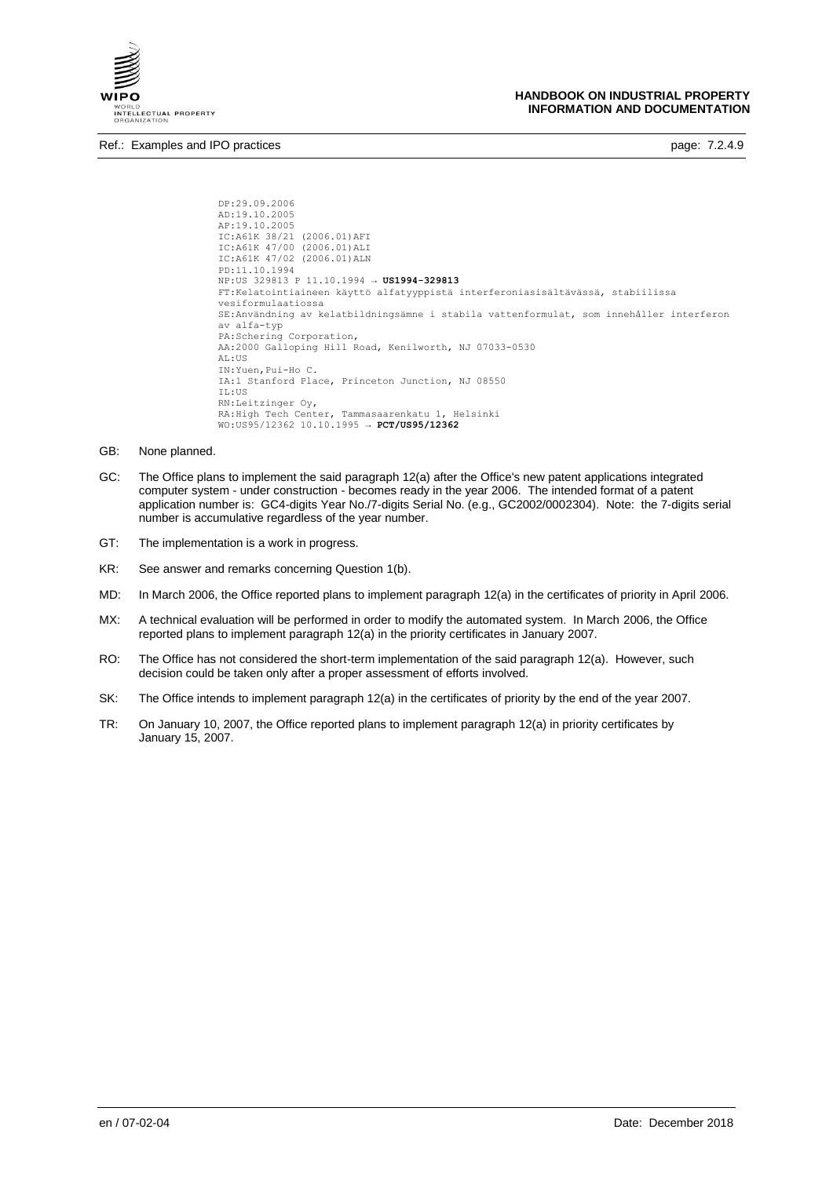```
DP:29.09.2006
AD:19.10.2005
AP:19.10.2005
IC:A61K 38/21 (2006.01)AFI
IC:A61K 47/00 (2006.01)ALI
IC:A61K 47/02 (2006.01)ALN
PD:11.10.1994
NP:US 329813 P 11.10.1994 → US1994-329813
FT:Kelatointiaineen käyttö alfatyyppistä interferoniasisältävässä, stabiilissa
vesiformulaatiossa
SE:Användning av kelatbildningsämne i stabila vattenformulat, som innehåller interferon
av alfa-typ
PA:Schering Corporation,
AA:2000 Galloping Hill Road, Kenilworth, NJ 07033-0530
AL:US
IN:Yuen,Pui-Ho C.
IA:1 Stanford Place, Princeton Junction, NJ 08550
IL:US
RN:Leitzinger Oy,
RA:High Tech Center, Tammasaarenkatu 1, Helsinki
WO:US95/12362 10.10.1995 → PCT/US95/12362
```

GB: None planned.

GC: The Office plans to implement the said paragraph 12(a) after the Office's new patent applications integrated computer system - under construction - becomes ready in the year 2006. The intended format of a patent application number is: GC4-digits Year No./7-digits Serial No. (e.g., GC2002/0002304). Note: the 7-digits serial number is accumulative regardless of the year number.

GT: The implementation is a work in progress.

KR: See answer and remarks concerning Question 1(b).

MD: In March 2006, the Office reported plans to implement paragraph 12(a) in the certificates of priority in April 2006.

MX: A technical evaluation will be performed in order to modify the automated system. In March 2006, the Office reported plans to implement paragraph 12(a) in the priority certificates in January 2007.

RO: The Office has not considered the short-term implementation of the said paragraph 12(a). However, such decision could be taken only after a proper assessment of efforts involved.

SK: The Office intends to implement paragraph 12(a) in the certificates of priority by the end of the year 2007.

TR: On January 10, 2007, the Office reported plans to implement paragraph 12(a) in priority certificates by January 15, 2007.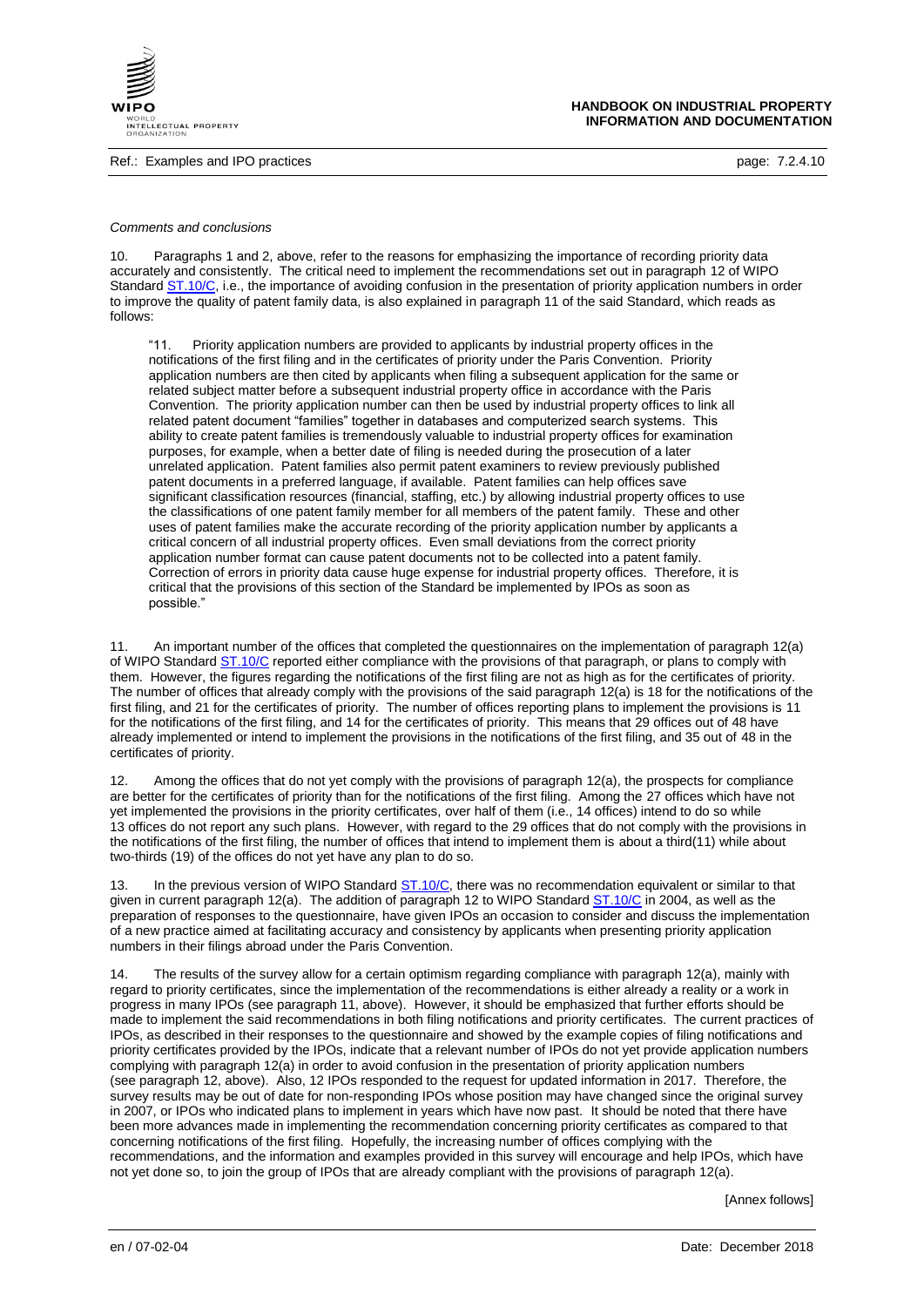*Comments and conclusions*

10. Paragraphs 1 and 2, above, refer to the reasons for emphasizing the importance of recording priority data accurately and consistently. The critical need to implement the recommendations set out in paragraph 12 of WIPO Standard ST.10/C, i.e., the importance of avoiding confusion in the presentation of priority application numbers in order to improve the quality of patent family data, is also explained in paragraph 11 of the said Standard, which reads as follows:

> "11. Priority application numbers are provided to applicants by industrial property offices in the notifications of the first filing and in the certificates of priority under the Paris Convention. Priority application numbers are then cited by applicants when filing a subsequent application for the same or related subject matter before a subsequent industrial property office in accordance with the Paris Convention. The priority application number can then be used by industrial property offices to link all related patent document "families" together in databases and computerized search systems. This ability to create patent families is tremendously valuable to industrial property offices for examination purposes, for example, when a better date of filing is needed during the prosecution of a later unrelated application. Patent families also permit patent examiners to review previously published patent documents in a preferred language, if available. Patent families can help offices save significant classification resources (financial, staffing, etc.) by allowing industrial property offices to use the classifications of one patent family member for all members of the patent family. These and other uses of patent families make the accurate recording of the priority application number by applicants a critical concern of all industrial property offices. Even small deviations from the correct priority application number format can cause patent documents not to be collected into a patent family. Correction of errors in priority data cause huge expense for industrial property offices. Therefore, it is critical that the provisions of this section of the Standard be implemented by IPOs as soon as possible."

11. An important number of the offices that completed the questionnaires on the implementation of paragraph 12(a) of WIPO Standard ST.10/C reported either compliance with the provisions of that paragraph, or plans to comply with them. However, the figures regarding the notifications of the first filing are not as high as for the certificates of priority. The number of offices that already comply with the provisions of the said paragraph 12(a) is 18 for the notifications of the first filing, and 21 for the certificates of priority. The number of offices reporting plans to implement the provisions is 11 for the notifications of the first filing, and 14 for the certificates of priority. This means that 29 offices out of 48 have already implemented or intend to implement the provisions in the notifications of the first filing, and 35 out of 48 in the certificates of priority.

12. Among the offices that do not yet comply with the provisions of paragraph 12(a), the prospects for compliance are better for the certificates of priority than for the notifications of the first filing. Among the 27 offices which have not yet implemented the provisions in the priority certificates, over half of them (i.e., 14 offices) intend to do so while 13 offices do not report any such plans. However, with regard to the 29 offices that do not comply with the provisions in the notifications of the first filing, the number of offices that intend to implement them is about a third(11) while about two-thirds (19) of the offices do not yet have any plan to do so.

13. In the previous version of WIPO Standard ST.10/C, there was no recommendation equivalent or similar to that given in current paragraph 12(a). The addition of paragraph 12 to WIPO Standard ST.10/C in 2004, as well as the preparation of responses to the questionnaire, have given IPOs an occasion to consider and discuss the implementation of a new practice aimed at facilitating accuracy and consistency by applicants when presenting priority application numbers in their filings abroad under the Paris Convention.

14. The results of the survey allow for a certain optimism regarding compliance with paragraph 12(a), mainly with regard to priority certificates, since the implementation of the recommendations is either already a reality or a work in progress in many IPOs (see paragraph 11, above). However, it should be emphasized that further efforts should be made to implement the said recommendations in both filing notifications and priority certificates. The current practices of IPOs, as described in their responses to the questionnaire and showed by the example copies of filing notifications and priority certificates provided by the IPOs, indicate that a relevant number of IPOs do not yet provide application numbers complying with paragraph 12(a) in order to avoid confusion in the presentation of priority application numbers (see paragraph 12, above). Also, 12 IPOs responded to the request for updated information in 2017. Therefore, the survey results may be out of date for non-responding IPOs whose position may have changed since the original survey in 2007, or IPOs who indicated plans to implement in years which have now past. It should be noted that there have been more advances made in implementing the recommendation concerning priority certificates as compared to that concerning notifications of the first filing. Hopefully, the increasing number of offices complying with the recommendations, and the information and examples provided in this survey will encourage and help IPOs, which have not yet done so, to join the group of IPOs that are already compliant with the provisions of paragraph 12(a).

[Annex follows]